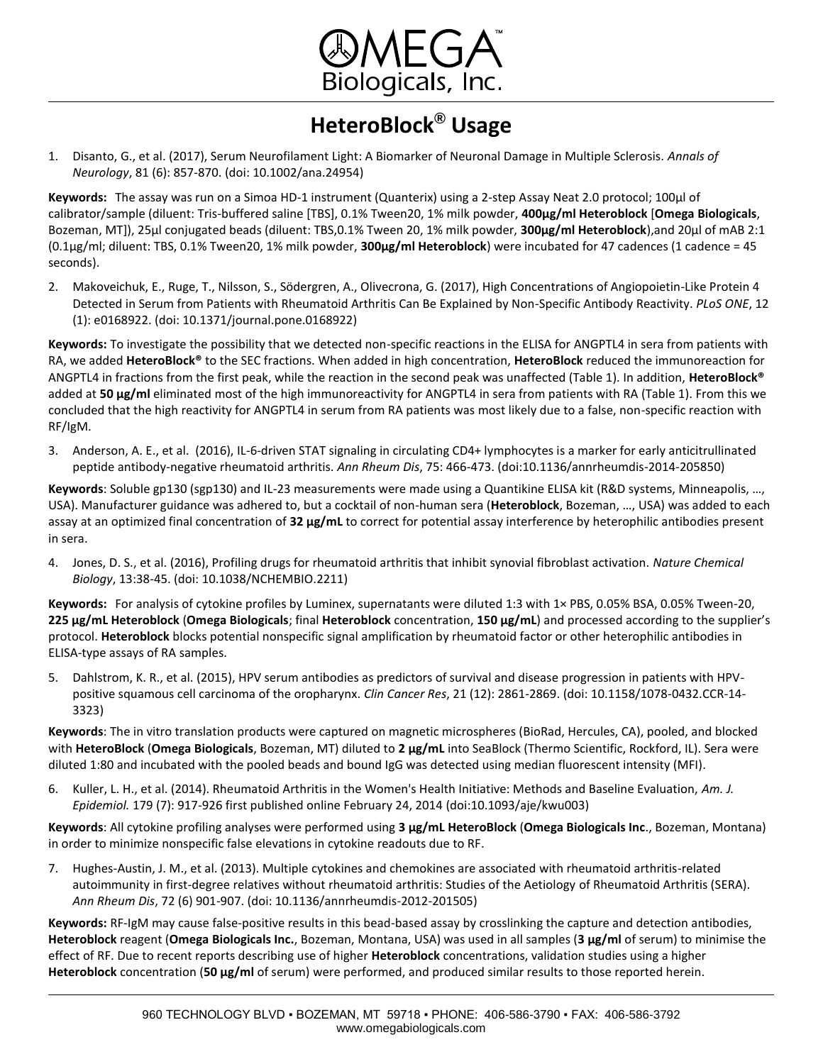# OMEGA Biologicals, Inc.

## HeteroBlock® Usage

1. Disanto, G., et al. (2017), Serum Neurofilament Light: A Biomarker of Neuronal Damage in Multiple Sclerosis. *Annals of Neurology*, 81 (6): 857-870. (doi: 10.1002/ana.24954)

**Keywords:** The assay was run on a Simoa HD-1 instrument (Quanterix) using a 2-step Assay Neat 2.0 protocol; 100µl of calibrator/sample (diluent: Tris-buffered saline [TBS], 0.1% Tween20, 1% milk powder, **400µg/ml Heteroblock** [**Omega Biologicals**, Bozeman, MT]), 25µl conjugated beads (diluent: TBS,0.1% Tween 20, 1% milk powder, **300µg/ml Heteroblock**),and 20µl of mAB 2:1 (0.1µg/ml; diluent: TBS, 0.1% Tween20, 1% milk powder, **300µg/ml Heteroblock**) were incubated for 47 cadences (1 cadence = 45 seconds).

2. Makoveichuk, E., Ruge, T., Nilsson, S., Södergren, A., Olivecrona, G. (2017), High Concentrations of Angiopoietin-Like Protein 4 Detected in Serum from Patients with Rheumatoid Arthritis Can Be Explained by Non-Specific Antibody Reactivity. *PLoS ONE*, 12 (1): e0168922. (doi: 10.1371/journal.pone.0168922)

**Keywords:** To investigate the possibility that we detected non-specific reactions in the ELISA for ANGPTL4 in sera from patients with RA, we added **HeteroBlock®** to the SEC fractions. When added in high concentration, **HeteroBlock** reduced the immunoreaction for ANGPTL4 in fractions from the first peak, while the reaction in the second peak was unaffected (Table 1). In addition, **HeteroBlock®** added at **50 µg/ml** eliminated most of the high immunoreactivity for ANGPTL4 in sera from patients with RA (Table 1). From this we concluded that the high reactivity for ANGPTL4 in serum from RA patients was most likely due to a false, non-specific reaction with RF/IgM.

3. Anderson, A. E., et al. (2016), IL-6-driven STAT signaling in circulating CD4+ lymphocytes is a marker for early anticitrullinated peptide antibody-negative rheumatoid arthritis. *Ann Rheum Dis*, 75: 466-473. (doi:10.1136/annrheumdis-2014-205850)

**Keywords**: Soluble gp130 (sgp130) and IL-23 measurements were made using a Quantikine ELISA kit (R&D systems, Minneapolis, …, USA). Manufacturer guidance was adhered to, but a cocktail of non-human sera (**Heteroblock**, Bozeman, …, USA) was added to each assay at an optimized final concentration of **32 µg/mL** to correct for potential assay interference by heterophilic antibodies present in sera.

4. Jones, D. S., et al. (2016), Profiling drugs for rheumatoid arthritis that inhibit synovial fibroblast activation. *Nature Chemical Biology*, 13:38-45. (doi: 10.1038/NCHEMBIO.2211)

**Keywords:** For analysis of cytokine profiles by Luminex, supernatants were diluted 1:3 with 1× PBS, 0.05% BSA, 0.05% Tween-20, **225 µg/mL Heteroblock** (**Omega Biologicals**; final **Heteroblock** concentration, **150 µg/mL**) and processed according to the supplier's protocol. **Heteroblock** blocks potential nonspecific signal amplification by rheumatoid factor or other heterophilic antibodies in ELISA-type assays of RA samples.

5. Dahlstrom, K. R., et al. (2015), HPV serum antibodies as predictors of survival and disease progression in patients with HPV-positive squamous cell carcinoma of the oropharynx. *Clin Cancer Res*, 21 (12): 2861-2869. (doi: 10.1158/1078-0432.CCR-14-3323)

**Keywords**: The in vitro translation products were captured on magnetic microspheres (BioRad, Hercules, CA), pooled, and blocked with **HeteroBlock** (**Omega Biologicals**, Bozeman, MT) diluted to **2 µg/mL** into SeaBlock (Thermo Scientific, Rockford, IL). Sera were diluted 1:80 and incubated with the pooled beads and bound IgG was detected using median fluorescent intensity (MFI).

6. Kuller, L. H., et al. (2014). Rheumatoid Arthritis in the Women's Health Initiative: Methods and Baseline Evaluation, *Am. J. Epidemiol.* 179 (7): 917-926 first published online February 24, 2014 (doi:10.1093/aje/kwu003)

**Keywords**: All cytokine profiling analyses were performed using **3 µg/mL HeteroBlock** (**Omega Biologicals Inc**., Bozeman, Montana) in order to minimize nonspecific false elevations in cytokine readouts due to RF.

7. Hughes-Austin, J. M., et al. (2013). Multiple cytokines and chemokines are associated with rheumatoid arthritis-related autoimmunity in first-degree relatives without rheumatoid arthritis: Studies of the Aetiology of Rheumatoid Arthritis (SERA). *Ann Rheum Dis*, 72 (6) 901-907. (doi: 10.1136/annrheumdis-2012-201505)

**Keywords:** RF-IgM may cause false-positive results in this bead-based assay by crosslinking the capture and detection antibodies, **Heteroblock** reagent (**Omega Biologicals Inc.**, Bozeman, Montana, USA) was used in all samples (**3 µg/ml** of serum) to minimise the effect of RF. Due to recent reports describing use of higher **Heteroblock** concentrations, validation studies using a higher **Heteroblock** concentration (**50 µg/ml** of serum) were performed, and produced similar results to those reported herein.

960 TECHNOLOGY BLVD ▪ BOZEMAN, MT 59718 ▪ PHONE: 406-586-3790 ▪ FAX: 406-586-3792
www.omegabiologicals.com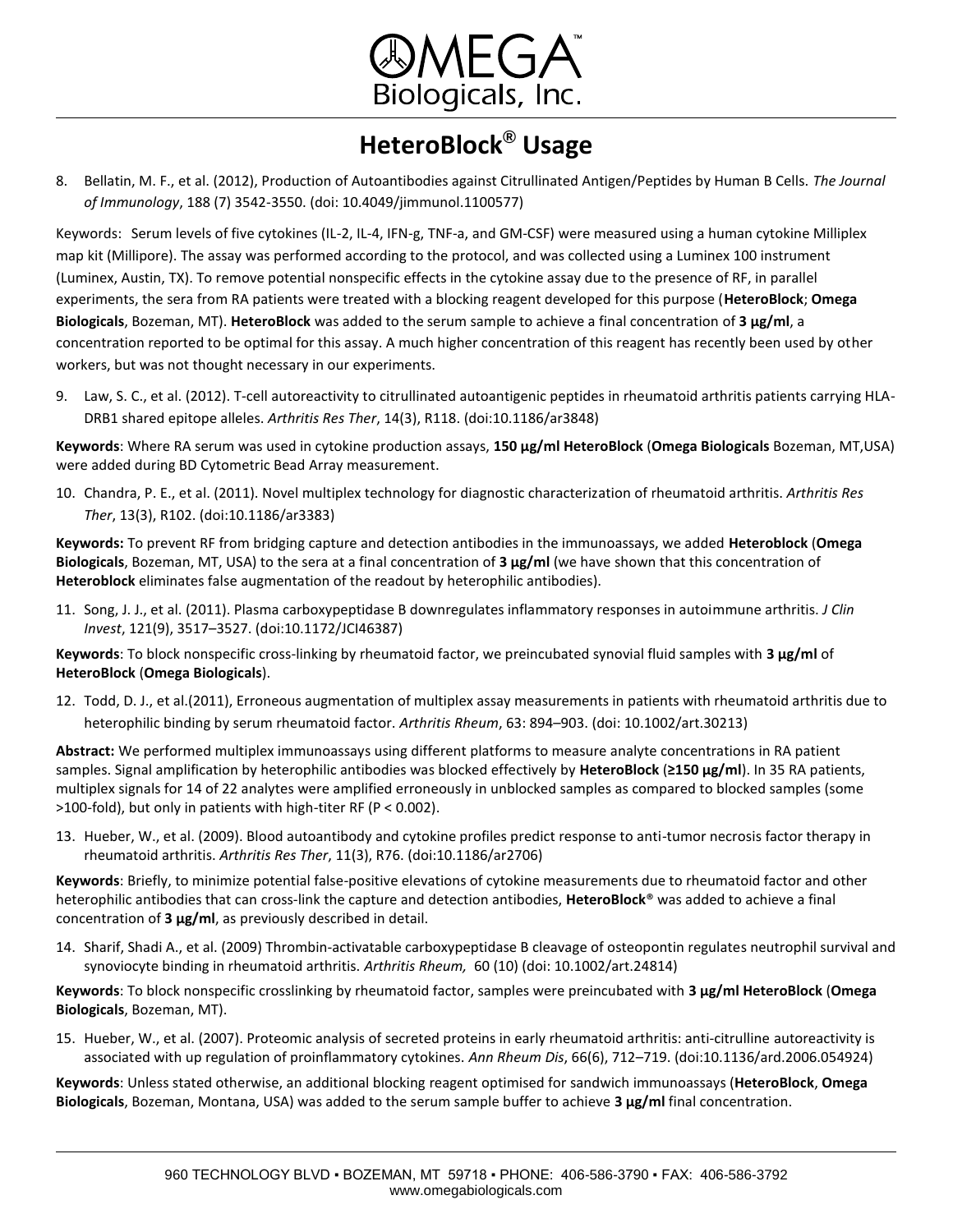# HeteroBlock® Usage

8. Bellatin, M. F., et al. (2012), Production of Autoantibodies against Citrullinated Antigen/Peptides by Human B Cells. *The Journal of Immunology*, 188 (7) 3542-3550. (doi: 10.4049/jimmunol.1100577)

Keywords: Serum levels of five cytokines (IL-2, IL-4, IFN-g, TNF-a, and GM-CSF) were measured using a human cytokine Milliplex map kit (Millipore). The assay was performed according to the protocol, and was collected using a Luminex 100 instrument (Luminex, Austin, TX). To remove potential nonspecific effects in the cytokine assay due to the presence of RF, in parallel experiments, the sera from RA patients were treated with a blocking reagent developed for this purpose (**HeteroBlock**; **Omega Biologicals**, Bozeman, MT). **HeteroBlock** was added to the serum sample to achieve a final concentration of **3 µg/ml**, a concentration reported to be optimal for this assay. A much higher concentration of this reagent has recently been used by other workers, but was not thought necessary in our experiments.

9. Law, S. C., et al. (2012). T-cell autoreactivity to citrullinated autoantigenic peptides in rheumatoid arthritis patients carrying HLA-DRB1 shared epitope alleles. *Arthritis Res Ther*, 14(3), R118. (doi:10.1186/ar3848)

**Keywords**: Where RA serum was used in cytokine production assays, **150 µg/ml HeteroBlock** (**Omega Biologicals** Bozeman, MT,USA) were added during BD Cytometric Bead Array measurement.

10. Chandra, P. E., et al. (2011). Novel multiplex technology for diagnostic characterization of rheumatoid arthritis. *Arthritis Res Ther*, 13(3), R102. (doi:10.1186/ar3383)

**Keywords:** To prevent RF from bridging capture and detection antibodies in the immunoassays, we added **Heteroblock** (**Omega Biologicals**, Bozeman, MT, USA) to the sera at a final concentration of **3 µg/ml** (we have shown that this concentration of **Heteroblock** eliminates false augmentation of the readout by heterophilic antibodies).

11. Song, J. J., et al. (2011). Plasma carboxypeptidase B downregulates inflammatory responses in autoimmune arthritis. *J Clin Invest*, 121(9), 3517–3527. (doi:10.1172/JCI46387)

**Keywords**: To block nonspecific cross-linking by rheumatoid factor, we preincubated synovial fluid samples with **3 µg/ml** of **HeteroBlock** (**Omega Biologicals**).

12. Todd, D. J., et al.(2011), Erroneous augmentation of multiplex assay measurements in patients with rheumatoid arthritis due to heterophilic binding by serum rheumatoid factor. *Arthritis Rheum*, 63: 894–903. (doi: 10.1002/art.30213)

**Abstract:** We performed multiplex immunoassays using different platforms to measure analyte concentrations in RA patient samples. Signal amplification by heterophilic antibodies was blocked effectively by **HeteroBlock** (**≥150 µg/ml**). In 35 RA patients, multiplex signals for 14 of 22 analytes were amplified erroneously in unblocked samples as compared to blocked samples (some >100-fold), but only in patients with high-titer RF ($P < 0.002$).

13. Hueber, W., et al. (2009). Blood autoantibody and cytokine profiles predict response to anti-tumor necrosis factor therapy in rheumatoid arthritis. *Arthritis Res Ther*, 11(3), R76. (doi:10.1186/ar2706)

**Keywords**: Briefly, to minimize potential false-positive elevations of cytokine measurements due to rheumatoid factor and other heterophilic antibodies that can cross-link the capture and detection antibodies, **HeteroBlock**® was added to achieve a final concentration of **3 µg/ml**, as previously described in detail.

14. Sharif, Shadi A., et al. (2009) Thrombin-activatable carboxypeptidase B cleavage of osteopontin regulates neutrophil survival and synoviocyte binding in rheumatoid arthritis. *Arthritis Rheum,* 60 (10) (doi: 10.1002/art.24814)

**Keywords**: To block nonspecific crosslinking by rheumatoid factor, samples were preincubated with **3 µg/ml HeteroBlock** (**Omega Biologicals**, Bozeman, MT).

15. Hueber, W., et al. (2007). Proteomic analysis of secreted proteins in early rheumatoid arthritis: anti-citrulline autoreactivity is associated with up regulation of proinflammatory cytokines. *Ann Rheum Dis*, 66(6), 712–719. (doi:10.1136/ard.2006.054924)

**Keywords**: Unless stated otherwise, an additional blocking reagent optimised for sandwich immunoassays (**HeteroBlock**, **Omega Biologicals**, Bozeman, Montana, USA) was added to the serum sample buffer to achieve **3 µg/ml** final concentration.